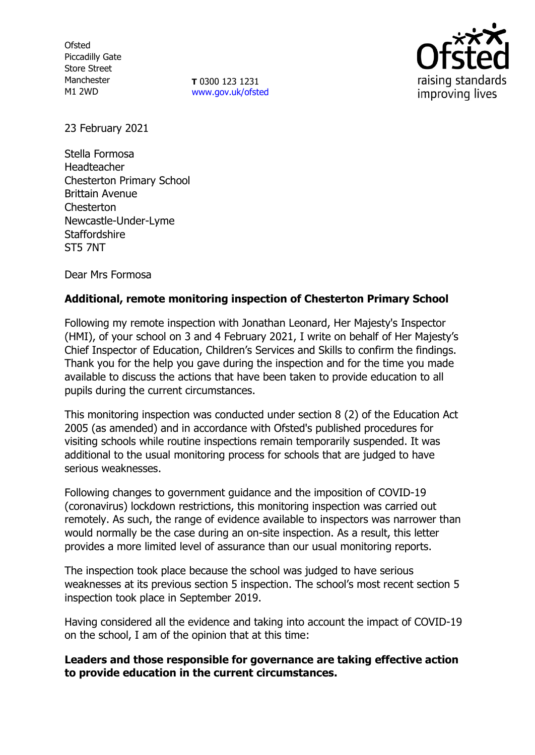Ofsted
Piccadilly Gate
Store Street
Manchester
M1 2WD

**T** 0300 123 1231
www.gov.uk/ofsted

23 February 2021

Stella Formosa
Headteacher
Chesterton Primary School
Brittain Avenue
Chesterton
Newcastle-Under-Lyme
Staffordshire
ST5 7NT

Dear Mrs Formosa

**Additional, remote monitoring inspection of Chesterton Primary School**

Following my remote inspection with Jonathan Leonard, Her Majesty's Inspector (HMI), of your school on 3 and 4 February 2021, I write on behalf of Her Majesty's Chief Inspector of Education, Children's Services and Skills to confirm the findings. Thank you for the help you gave during the inspection and for the time you made available to discuss the actions that have been taken to provide education to all pupils during the current circumstances.

This monitoring inspection was conducted under section 8 (2) of the Education Act 2005 (as amended) and in accordance with Ofsted's published procedures for visiting schools while routine inspections remain temporarily suspended. It was additional to the usual monitoring process for schools that are judged to have serious weaknesses.

Following changes to government guidance and the imposition of COVID-19 (coronavirus) lockdown restrictions, this monitoring inspection was carried out remotely. As such, the range of evidence available to inspectors was narrower than would normally be the case during an on-site inspection. As a result, this letter provides a more limited level of assurance than our usual monitoring reports.

The inspection took place because the school was judged to have serious weaknesses at its previous section 5 inspection. The school's most recent section 5 inspection took place in September 2019.

Having considered all the evidence and taking into account the impact of COVID-19 on the school, I am of the opinion that at this time:

**Leaders and those responsible for governance are taking effective action to provide education in the current circumstances.**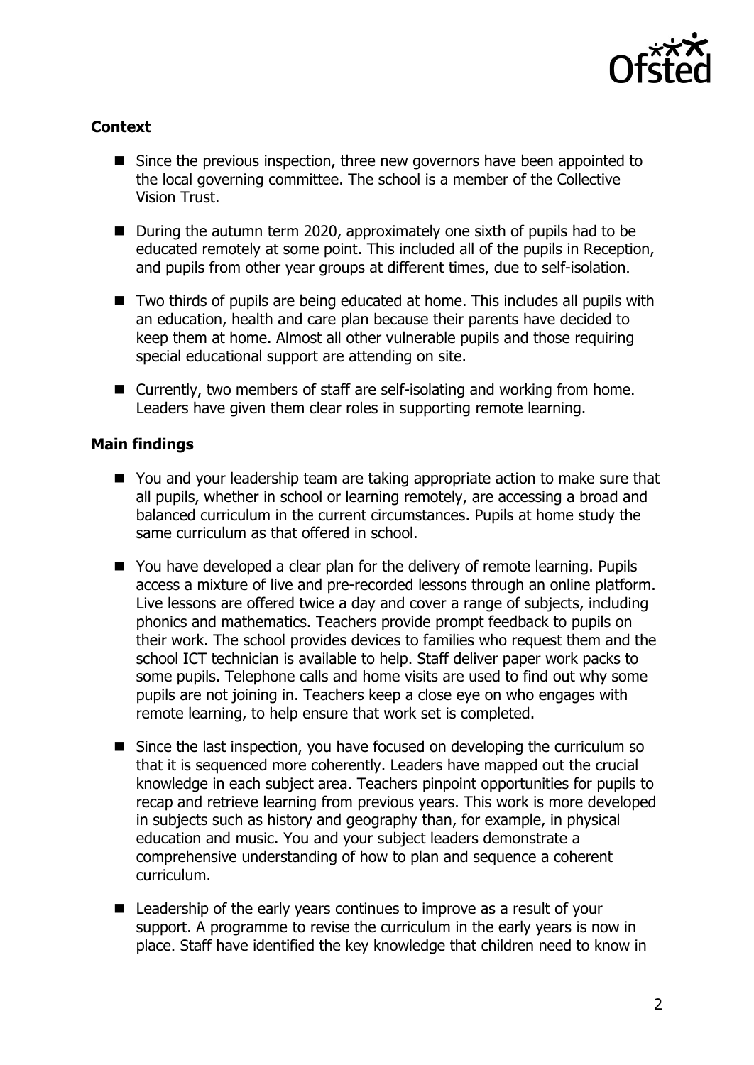**Context**

- Since the previous inspection, three new governors have been appointed to the local governing committee. The school is a member of the Collective Vision Trust.
- During the autumn term 2020, approximately one sixth of pupils had to be educated remotely at some point. This included all of the pupils in Reception, and pupils from other year groups at different times, due to self-isolation.
- Two thirds of pupils are being educated at home. This includes all pupils with an education, health and care plan because their parents have decided to keep them at home. Almost all other vulnerable pupils and those requiring special educational support are attending on site.
- Currently, two members of staff are self-isolating and working from home. Leaders have given them clear roles in supporting remote learning.

**Main findings**

- You and your leadership team are taking appropriate action to make sure that all pupils, whether in school or learning remotely, are accessing a broad and balanced curriculum in the current circumstances. Pupils at home study the same curriculum as that offered in school.
- You have developed a clear plan for the delivery of remote learning. Pupils access a mixture of live and pre-recorded lessons through an online platform. Live lessons are offered twice a day and cover a range of subjects, including phonics and mathematics. Teachers provide prompt feedback to pupils on their work. The school provides devices to families who request them and the school ICT technician is available to help. Staff deliver paper work packs to some pupils. Telephone calls and home visits are used to find out why some pupils are not joining in. Teachers keep a close eye on who engages with remote learning, to help ensure that work set is completed.
- Since the last inspection, you have focused on developing the curriculum so that it is sequenced more coherently. Leaders have mapped out the crucial knowledge in each subject area. Teachers pinpoint opportunities for pupils to recap and retrieve learning from previous years. This work is more developed in subjects such as history and geography than, for example, in physical education and music. You and your subject leaders demonstrate a comprehensive understanding of how to plan and sequence a coherent curriculum.
- Leadership of the early years continues to improve as a result of your support. A programme to revise the curriculum in the early years is now in place. Staff have identified the key knowledge that children need to know in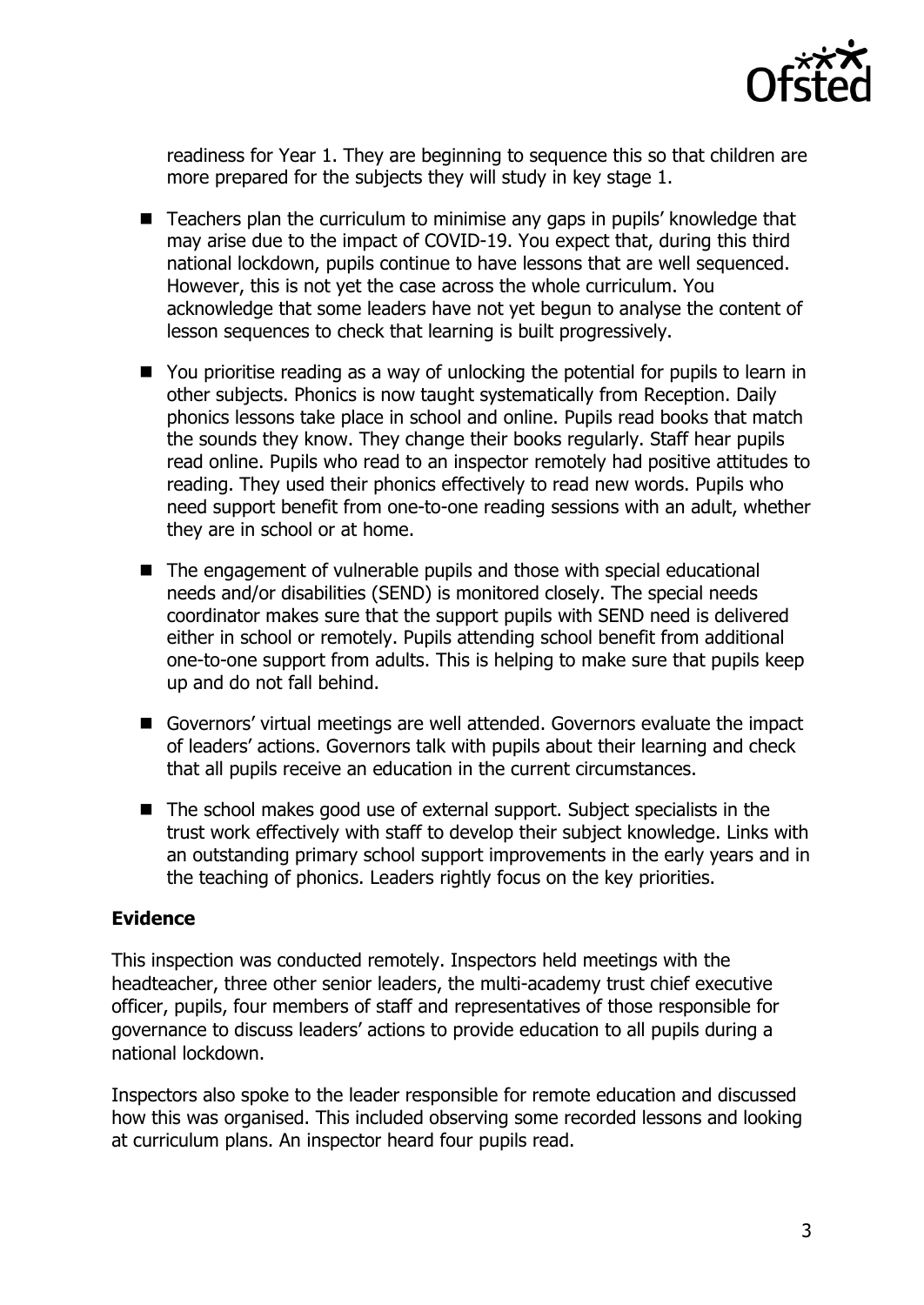readiness for Year 1. They are beginning to sequence this so that children are more prepared for the subjects they will study in key stage 1.

- Teachers plan the curriculum to minimise any gaps in pupils' knowledge that may arise due to the impact of COVID-19. You expect that, during this third national lockdown, pupils continue to have lessons that are well sequenced. However, this is not yet the case across the whole curriculum. You acknowledge that some leaders have not yet begun to analyse the content of lesson sequences to check that learning is built progressively.
- You prioritise reading as a way of unlocking the potential for pupils to learn in other subjects. Phonics is now taught systematically from Reception. Daily phonics lessons take place in school and online. Pupils read books that match the sounds they know. They change their books regularly. Staff hear pupils read online. Pupils who read to an inspector remotely had positive attitudes to reading. They used their phonics effectively to read new words. Pupils who need support benefit from one-to-one reading sessions with an adult, whether they are in school or at home.
- The engagement of vulnerable pupils and those with special educational needs and/or disabilities (SEND) is monitored closely. The special needs coordinator makes sure that the support pupils with SEND need is delivered either in school or remotely. Pupils attending school benefit from additional one-to-one support from adults. This is helping to make sure that pupils keep up and do not fall behind.
- Governors' virtual meetings are well attended. Governors evaluate the impact of leaders' actions. Governors talk with pupils about their learning and check that all pupils receive an education in the current circumstances.
- The school makes good use of external support. Subject specialists in the trust work effectively with staff to develop their subject knowledge. Links with an outstanding primary school support improvements in the early years and in the teaching of phonics. Leaders rightly focus on the key priorities.

## Evidence

This inspection was conducted remotely. Inspectors held meetings with the headteacher, three other senior leaders, the multi-academy trust chief executive officer, pupils, four members of staff and representatives of those responsible for governance to discuss leaders' actions to provide education to all pupils during a national lockdown.

Inspectors also spoke to the leader responsible for remote education and discussed how this was organised. This included observing some recorded lessons and looking at curriculum plans. An inspector heard four pupils read.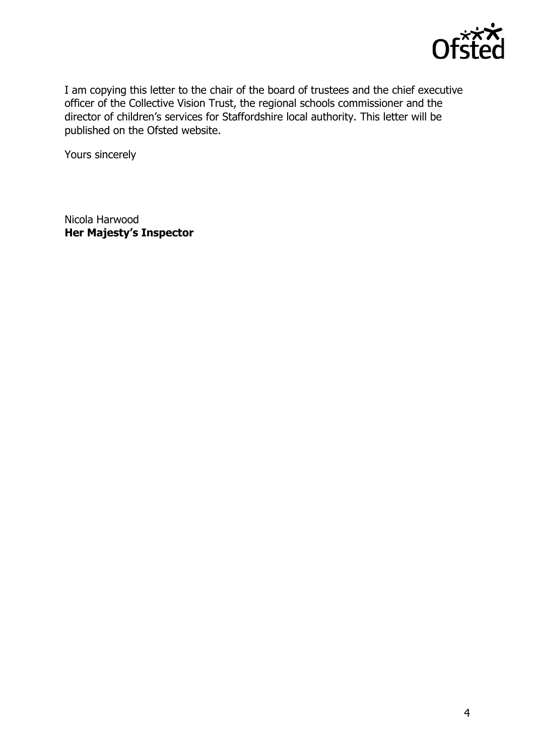I am copying this letter to the chair of the board of trustees and the chief executive officer of the Collective Vision Trust, the regional schools commissioner and the director of children's services for Staffordshire local authority. This letter will be published on the Ofsted website.

Yours sincerely

Nicola Harwood
**Her Majesty's Inspector**